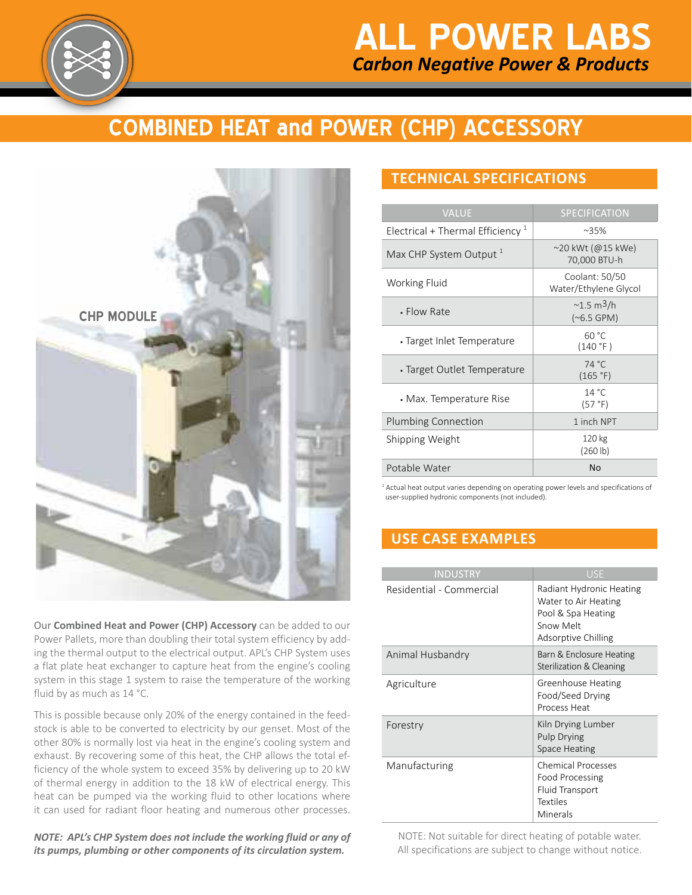# ALL POWER LABS

*Carbon Negative Power & Products*

## COMBINED HEAT and POWER (CHP) ACCESSORY

CHP MODULE

Our **Combined Heat and Power (CHP) Accessory** can be added to our Power Pallets, more than doubling their total system efficiency by adding the thermal output to the electrical output. APL's CHP System uses a flat plate heat exchanger to capture heat from the engine's cooling system in this stage 1 system to raise the temperature of the working fluid by as much as 14 °C.

This is possible because only 20% of the energy contained in the feedstock is able to be converted to electricity by our genset. Most of the other 80% is normally lost via heat in the engine's cooling system and exhaust. By recovering some of this heat, the CHP allows the total efficiency of the whole system to exceed 35% by delivering up to 20 kW of thermal energy in addition to the 18 kW of electrical energy. This heat can be pumped via the working fluid to other locations where it can used for radiant floor heating and numerous other processes.

***NOTE: APL's CHP System does not include the working fluid or any of its pumps, plumbing or other components of its circulation system.***

## TECHNICAL SPECIFICATIONS

| VALUE | SPECIFICATION |
|---|---|
| Electrical + Thermal Efficiency [1] | ~35% |
| Max CHP System Output [1] | ~20 kWt (@15 kWe) 70,000 BTU-h |
| Working Fluid | Coolant: 50/50 Water/Ethylene Glycol |
| • Flow Rate | ~1.5 $m^3$/h (~6.5 GPM) |
| • Target Inlet Temperature | 60 °C (140 °F ) |
| • Target Outlet Temperature | 74 °C (165 °F) |
| • Max. Temperature Rise | 14 °C (57 °F) |
| Plumbing Connection | 1 inch NPT |
| Shipping Weight | 120 kg (260 lb) |
| Potable Water | No |

[1] Actual heat output varies depending on operating power levels and specifications of user-supplied hydronic components (not included).

## USE CASE EXAMPLES

| INDUSTRY | USE |
|---|---|
| Residential - Commercial | Radiant Hydronic Heating<br>Water to Air Heating<br>Pool & Spa Heating<br>Snow Melt<br>Adsorptive Chilling |
| Animal Husbandry | Barn & Enclosure Heating<br>Sterilization & Cleaning |
| Agriculture | Greenhouse Heating<br>Food/Seed Drying<br>Process Heat |
| Forestry | Kiln Drying Lumber<br>Pulp Drying<br>Space Heating |
| Manufacturing | Chemical Processes<br>Food Processing<br>Fluid Transport<br>Textiles<br>Minerals |

NOTE: Not suitable for direct heating of potable water.
All specifications are subject to change without notice.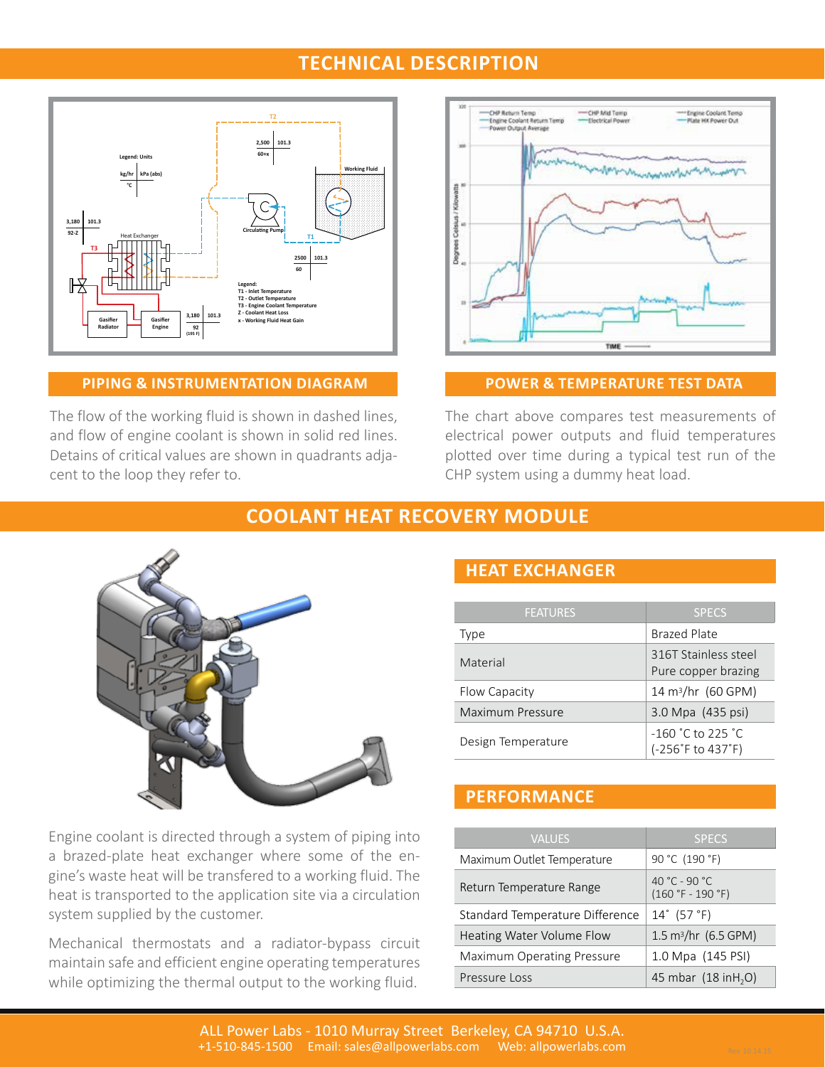# TECHNICAL DESCRIPTION

T2

2,500 | 101.3
60+x

Legend: Units

kg/hr | kPa (abs)
°C

Working Fluid

3,180 | 101.3
92-Z

Heat Exchanger

Circulating Pump

T1

T3

2500 | 101.3
60

Legend:
T1 - Inlet Temperature
T2 - Outlet Temperature
T3 - Engine Coolant Temperature
Z - Coolant Heat Loss
x - Working Fluid Heat Gain

Gasifier Radiator

Gasifier Engine

3,180 | 101.3
92
(195 F)

## PIPING & INSTRUMENTATION DIAGRAM

The flow of the working fluid is shown in dashed lines, and flow of engine coolant is shown in solid red lines. Detains of critical values are shown in quadrants adjacent to the loop they refer to.

CHP Return Temp
Engine Coolant Return Temp
Power Output Average
CHP Mid Temp
Electrical Power
Engine Coolant Temp
Plate HX Power Out

Degrees Celsius / Kilowatts

TIME

## POWER & TEMPERATURE TEST DATA

The chart above compares test measurements of electrical power outputs and fluid temperatures plotted over time during a typical test run of the CHP system using a dummy heat load.

# COOLANT HEAT RECOVERY MODULE

Engine coolant is directed through a system of piping into a brazed-plate heat exchanger where some of the engine's waste heat will be transfered to a working fluid. The heat is transported to the application site via a circulation system supplied by the customer.

Mechanical thermostats and a radiator-bypass circuit maintain safe and efficient engine operating temperatures while optimizing the thermal output to the working fluid.

## HEAT EXCHANGER

| FEATURES | SPECS |
|---|---|
| Type | Brazed Plate |
| Material | 316T Stainless steel<br>Pure copper brazing |
| Flow Capacity | 14 m³/hr (60 GPM) |
| Maximum Pressure | 3.0 Mpa (435 psi) |
| Design Temperature | -160 ˚C to 225 ˚C<br>(-256˚F to 437˚F) |

## PERFORMANCE

| VALUES | SPECS |
|---|---|
| Maximum Outlet Temperature | 90 °C (190 °F) |
| Return Temperature Range | 40 °C - 90 °C<br>(160 °F - 190 °F) |
| Standard Temperature Difference | 14˚ (57 °F) |
| Heating Water Volume Flow | 1.5 m³/hr (6.5 GPM) |
| Maximum Operating Pressure | 1.0 Mpa (145 PSI) |
| Pressure Loss | 45 mbar (18 in$H_2O$) |

ALL Power Labs - 1010 Murray Street Berkeley, CA 94710 U.S.A.
+1-510-845-1500 Email: sales@allpowerlabs.com Web: allpowerlabs.com